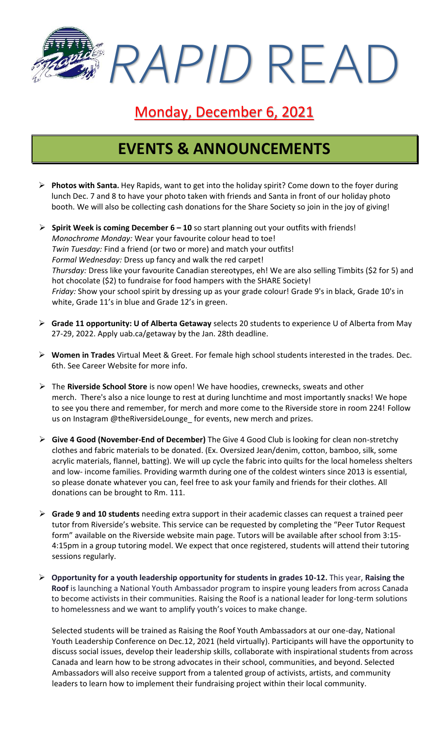# *RAPID* READ

## Monday, December 6, 2021

## EVENTS & ANNOUNCEMENTS

- **Photos with Santa.** Hey Rapids, want to get into the holiday spirit? Come down to the foyer during lunch Dec. 7 and 8 to have your photo taken with friends and Santa in front of our holiday photo booth. We will also be collecting cash donations for the Share Society so join in the joy of giving!

- **Spirit Week is coming December 6 – 10** so start planning out your outfits with friends!
  *Monochrome Monday:* Wear your favourite colour head to toe!
  *Twin Tuesday:* Find a friend (or two or more) and match your outfits!
  *Formal Wednesday:* Dress up fancy and walk the red carpet!
  *Thursday:* Dress like your favourite Canadian stereotypes, eh! We are also selling Timbits ($2 for 5) and hot chocolate ($2) to fundraise for food hampers with the SHARE Society!
  *Friday:* Show your school spirit by dressing up as your grade colour! Grade 9's in black, Grade 10's in white, Grade 11's in blue and Grade 12's in green.

- **Grade 11 opportunity: U of Alberta Getaway** selects 20 students to experience U of Alberta from May 27-29, 2022. Apply uab.ca/getaway by the Jan. 28th deadline.

- **Women in Trades** Virtual Meet & Greet. For female high school students interested in the trades. Dec. 6th. See Career Website for more info.

- The **Riverside School Store** is now open! We have hoodies, crewnecks, sweats and other merch. There's also a nice lounge to rest at during lunchtime and most importantly snacks! We hope to see you there and remember, for merch and more come to the Riverside store in room 224! Follow us on Instagram @theRiversideLounge_ for events, new merch and prizes.

- **Give 4 Good (November-End of December)** The Give 4 Good Club is looking for clean non-stretchy clothes and fabric materials to be donated. (Ex. Oversized Jean/denim, cotton, bamboo, silk, some acrylic materials, flannel, batting). We will up cycle the fabric into quilts for the local homeless shelters and low- income families. Providing warmth during one of the coldest winters since 2013 is essential, so please donate whatever you can, feel free to ask your family and friends for their clothes. All donations can be brought to Rm. 111.

- **Grade 9 and 10 students** needing extra support in their academic classes can request a trained peer tutor from Riverside's website. This service can be requested by completing the "Peer Tutor Request form" available on the Riverside website main page. Tutors will be available after school from 3:15-4:15pm in a group tutoring model. We expect that once registered, students will attend their tutoring sessions regularly.

- **Opportunity for a youth leadership opportunity for students in grades 10-12.** This year, **Raising the Roof** is launching a National Youth Ambassador program to inspire young leaders from across Canada to become activists in their communities. Raising the Roof is a national leader for long-term solutions to homelessness and we want to amplify youth's voices to make change.

  Selected students will be trained as Raising the Roof Youth Ambassadors at our one-day, National Youth Leadership Conference on Dec.12, 2021 (held virtually). Participants will have the opportunity to discuss social issues, develop their leadership skills, collaborate with inspirational students from across Canada and learn how to be strong advocates in their school, communities, and beyond. Selected Ambassadors will also receive support from a talented group of activists, artists, and community leaders to learn how to implement their fundraising project within their local community.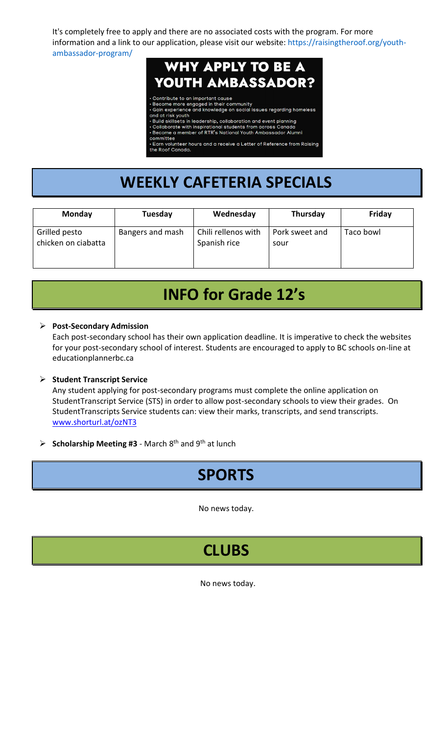It's completely free to apply and there are no associated costs with the program. For more information and a link to our application, please visit our website: https://raisingtheroof.org/youth-ambassador-program/

**WHY APPLY TO BE A YOUTH AMBASSADOR?**

- Contribute to an important cause
- Become more engaged in their community
- Gain experience and knowledge on social issues regarding homeless and at risk youth
- Build skillsets in leadership, collaboration and event planning
- Collaborate with inspirational students from across Canada
- Become a member of RTR's National Youth Ambassador Alumni committee
- Earn volunteer hours and a receive a Letter of Reference from Raising the Roof Canada.

# WEEKLY CAFETERIA SPECIALS

| Monday | Tuesday | Wednesday | Thursday | Friday |
|---|---|---|---|---|
| Grilled pesto chicken on ciabatta | Bangers and mash | Chili rellenos with Spanish rice | Pork sweet and sour | Taco bowl |

# INFO for Grade 12's

- **Post-Secondary Admission**

  Each post-secondary school has their own application deadline. It is imperative to check the websites for your post-secondary school of interest. Students are encouraged to apply to BC schools on-line at educationplannerbc.ca

- **Student Transcript Service**

  Any student applying for post-secondary programs must complete the online application on StudentTranscript Service (STS) in order to allow post-secondary schools to view their grades. On StudentTranscripts Service students can: view their marks, transcripts, and send transcripts. www.shorturl.at/ozNT3

- **Scholarship Meeting #3** - March 8th and 9th at lunch

# SPORTS

No news today.

# CLUBS

No news today.